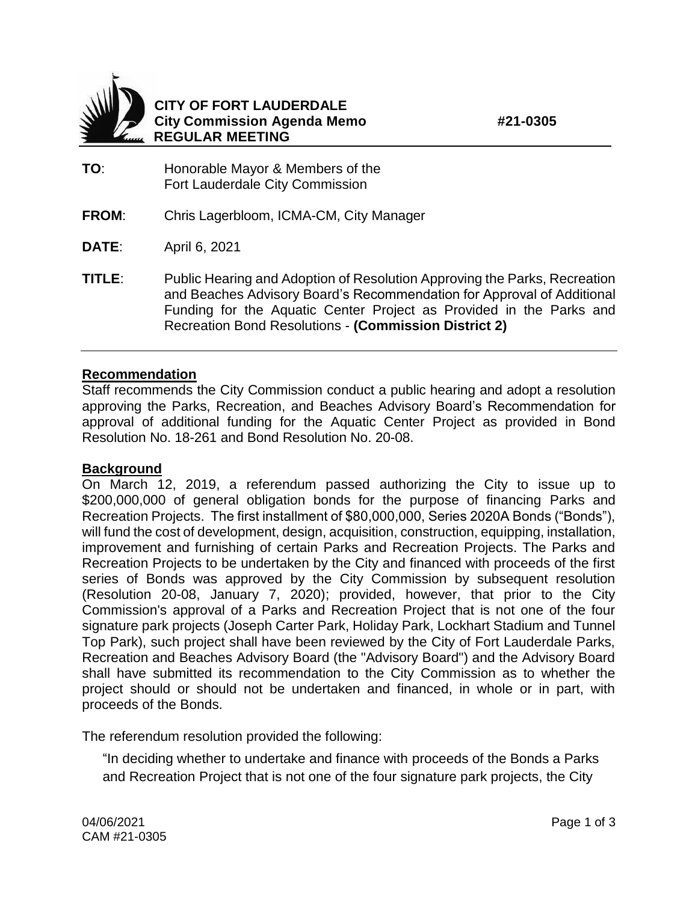**CITY OF FORT LAUDERDALE**
**City Commission Agenda Memo** **#21-0305**
**REGULAR MEETING**

**TO**: Honorable Mayor & Members of the Fort Lauderdale City Commission

**FROM**: Chris Lagerbloom, ICMA-CM, City Manager

**DATE**: April 6, 2021

**TITLE**: Public Hearing and Adoption of Resolution Approving the Parks, Recreation and Beaches Advisory Board's Recommendation for Approval of Additional Funding for the Aquatic Center Project as Provided in the Parks and Recreation Bond Resolutions - **(Commission District 2)**

---

## Recommendation

Staff recommends the City Commission conduct a public hearing and adopt a resolution approving the Parks, Recreation, and Beaches Advisory Board's Recommendation for approval of additional funding for the Aquatic Center Project as provided in Bond Resolution No. 18-261 and Bond Resolution No. 20-08.

## Background

On March 12, 2019, a referendum passed authorizing the City to issue up to $200,000,000 of general obligation bonds for the purpose of financing Parks and Recreation Projects. The first installment of $80,000,000, Series 2020A Bonds ("Bonds"), will fund the cost of development, design, acquisition, construction, equipping, installation, improvement and furnishing of certain Parks and Recreation Projects. The Parks and Recreation Projects to be undertaken by the City and financed with proceeds of the first series of Bonds was approved by the City Commission by subsequent resolution (Resolution 20-08, January 7, 2020); provided, however, that prior to the City Commission's approval of a Parks and Recreation Project that is not one of the four signature park projects (Joseph Carter Park, Holiday Park, Lockhart Stadium and Tunnel Top Park), such project shall have been reviewed by the City of Fort Lauderdale Parks, Recreation and Beaches Advisory Board (the "Advisory Board") and the Advisory Board shall have submitted its recommendation to the City Commission as to whether the project should or should not be undertaken and financed, in whole or in part, with proceeds of the Bonds.

The referendum resolution provided the following:

> "In deciding whether to undertake and finance with proceeds of the Bonds a Parks and Recreation Project that is not one of the four signature park projects, the City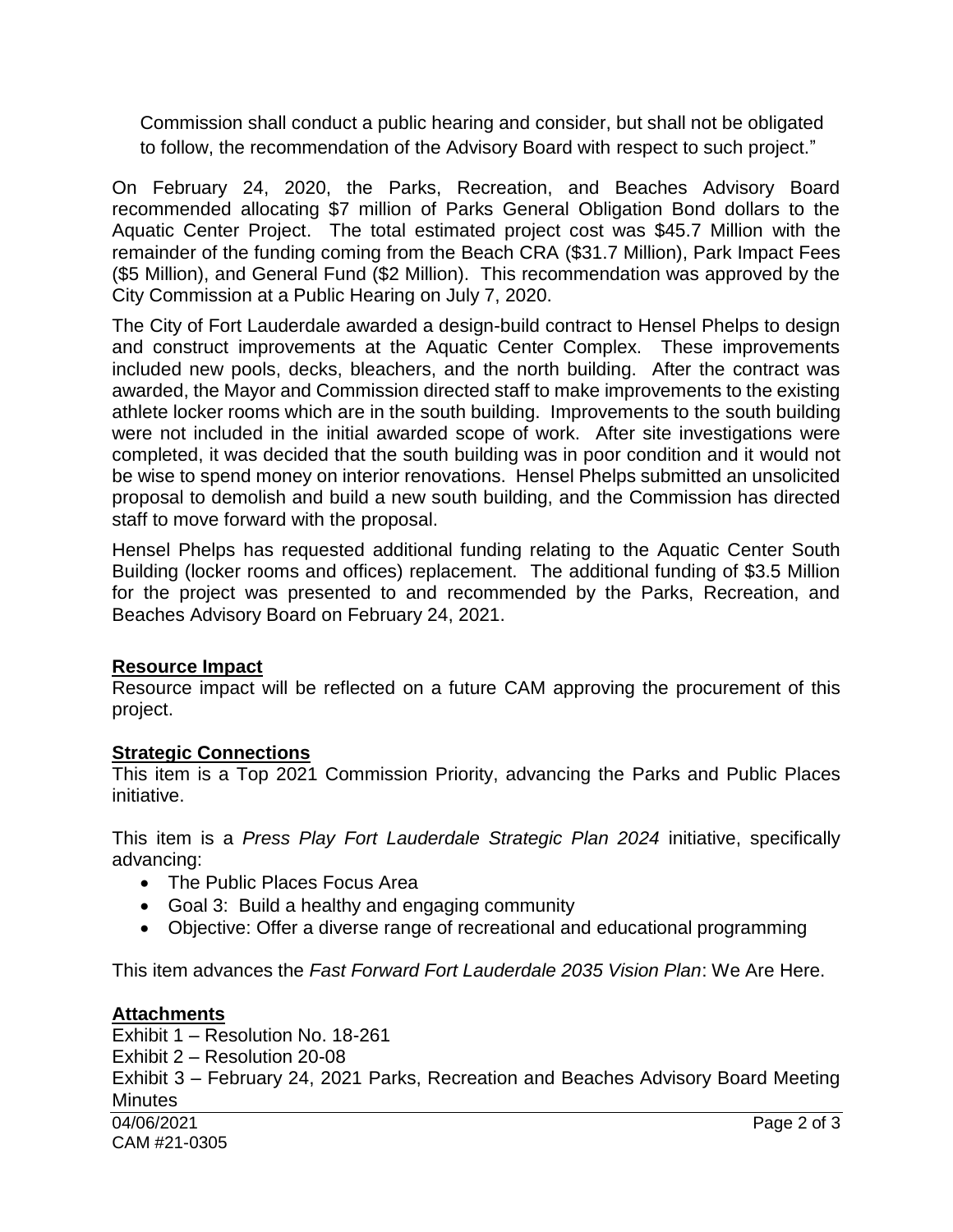Commission shall conduct a public hearing and consider, but shall not be obligated to follow, the recommendation of the Advisory Board with respect to such project."

On February 24, 2020, the Parks, Recreation, and Beaches Advisory Board recommended allocating $7 million of Parks General Obligation Bond dollars to the Aquatic Center Project. The total estimated project cost was $45.7 Million with the remainder of the funding coming from the Beach CRA ($31.7 Million), Park Impact Fees ($5 Million), and General Fund ($2 Million). This recommendation was approved by the City Commission at a Public Hearing on July 7, 2020.

The City of Fort Lauderdale awarded a design-build contract to Hensel Phelps to design and construct improvements at the Aquatic Center Complex. These improvements included new pools, decks, bleachers, and the north building. After the contract was awarded, the Mayor and Commission directed staff to make improvements to the existing athlete locker rooms which are in the south building. Improvements to the south building were not included in the initial awarded scope of work. After site investigations were completed, it was decided that the south building was in poor condition and it would not be wise to spend money on interior renovations. Hensel Phelps submitted an unsolicited proposal to demolish and build a new south building, and the Commission has directed staff to move forward with the proposal.

Hensel Phelps has requested additional funding relating to the Aquatic Center South Building (locker rooms and offices) replacement. The additional funding of $3.5 Million for the project was presented to and recommended by the Parks, Recreation, and Beaches Advisory Board on February 24, 2021.

## Resource Impact

Resource impact will be reflected on a future CAM approving the procurement of this project.

## Strategic Connections

This item is a Top 2021 Commission Priority, advancing the Parks and Public Places initiative.

This item is a *Press Play Fort Lauderdale Strategic Plan 2024* initiative, specifically advancing:

- The Public Places Focus Area
- Goal 3: Build a healthy and engaging community
- Objective: Offer a diverse range of recreational and educational programming

This item advances the *Fast Forward Fort Lauderdale 2035 Vision Plan*: We Are Here.

## Attachments

Exhibit 1 – Resolution No. 18-261
Exhibit 2 – Resolution 20-08
Exhibit 3 – February 24, 2021 Parks, Recreation and Beaches Advisory Board Meeting Minutes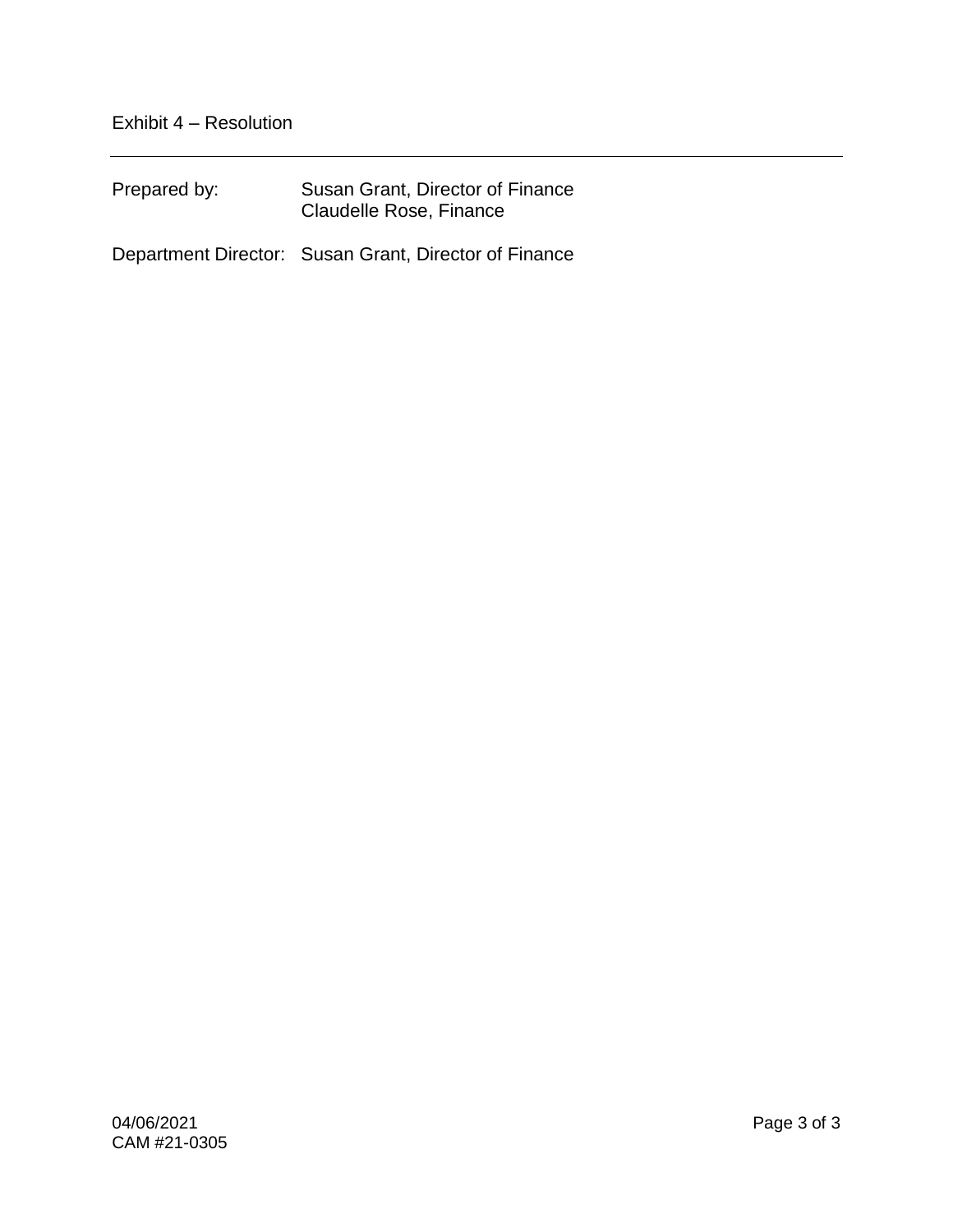Exhibit 4 – Resolution

---

Prepared by: Susan Grant, Director of Finance
Claudelle Rose, Finance

Department Director: Susan Grant, Director of Finance

04/06/2021
CAM #21-0305